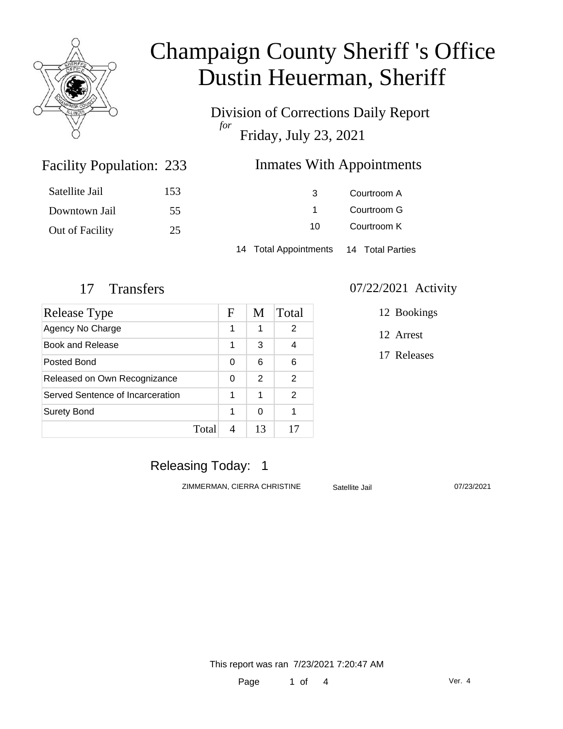# Champaign County Sheriff 's Office
# Dustin Heuerman, Sheriff

Division of Corrections Daily Report
*for*
Friday, July 23, 2021

## Facility Population: 233

| | |
|---|---|
| Satellite Jail | 153 |
| Downtown Jail | 55 |
| Out of Facility | 25 |

## Inmates With Appointments

| | |
|---|---|
| 3 | Courtroom A |
| 1 | Courtroom G |
| 10 | Courtroom K |

14 Total Appointments 14 Total Parties

## 17 Transfers

| Release Type | F | M | Total |
|---|---|---|---|
| Agency No Charge | 1 | 1 | 2 |
| Book and Release | 1 | 3 | 4 |
| Posted Bond | 0 | 6 | 6 |
| Released on Own Recognizance | 0 | 2 | 2 |
| Served Sentence of Incarceration | 1 | 1 | 2 |
| Surety Bond | 1 | 0 | 1 |
| Total | 4 | 13 | 17 |

## 07/22/2021 Activity

- 12 Bookings
- 12 Arrest
- 17 Releases

## Releasing Today: 1

| | | |
|---|---|---|
| ZIMMERMAN, CIERRA CHRISTINE | Satellite Jail | 07/23/2021 |

This report was ran 7/23/2021 7:20:47 AM

Ver. 4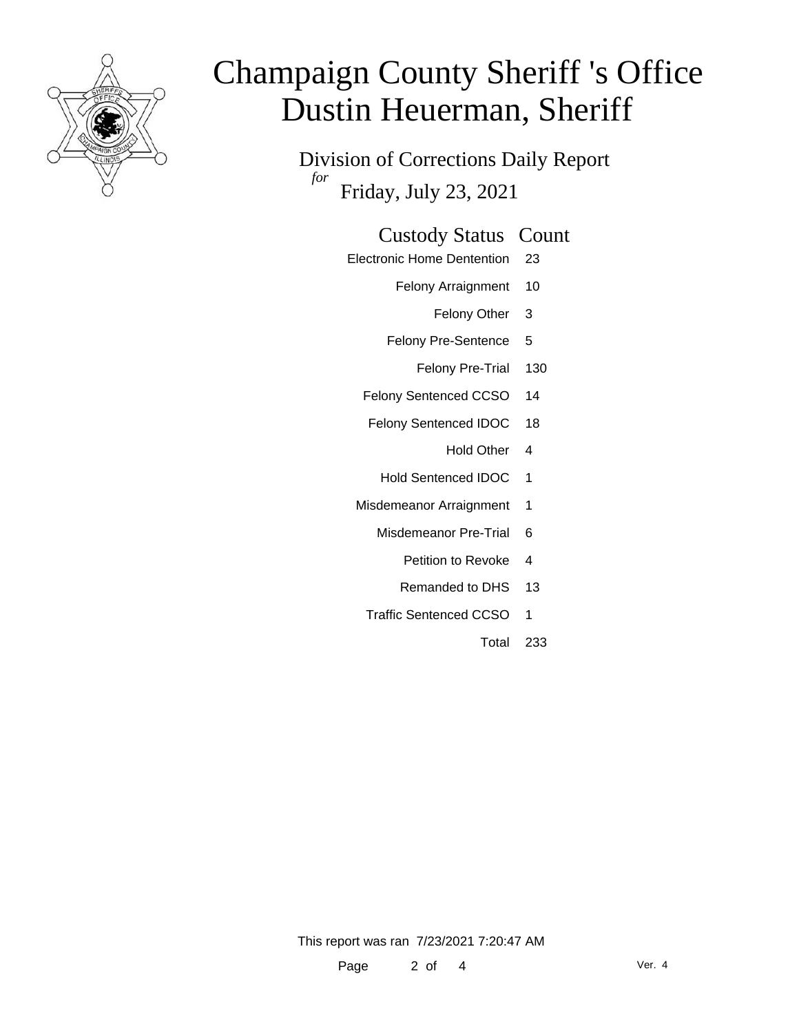# Champaign County Sheriff 's Office
# Dustin Heuerman, Sheriff

Division of Corrections Daily Report
*for*
Friday, July 23, 2021

| Custody Status | Count |
|---|---|
| Electronic Home Dentention | 23 |
| Felony Arraignment | 10 |
| Felony Other | 3 |
| Felony Pre-Sentence | 5 |
| Felony Pre-Trial | 130 |
| Felony Sentenced CCSO | 14 |
| Felony Sentenced IDOC | 18 |
| Hold Other | 4 |
| Hold Sentenced IDOC | 1 |
| Misdemeanor Arraignment | 1 |
| Misdemeanor Pre-Trial | 6 |
| Petition to Revoke | 4 |
| Remanded to DHS | 13 |
| Traffic Sentenced CCSO | 1 |
| Total | 233 |

This report was ran 7/23/2021 7:20:47 AM

Ver. 4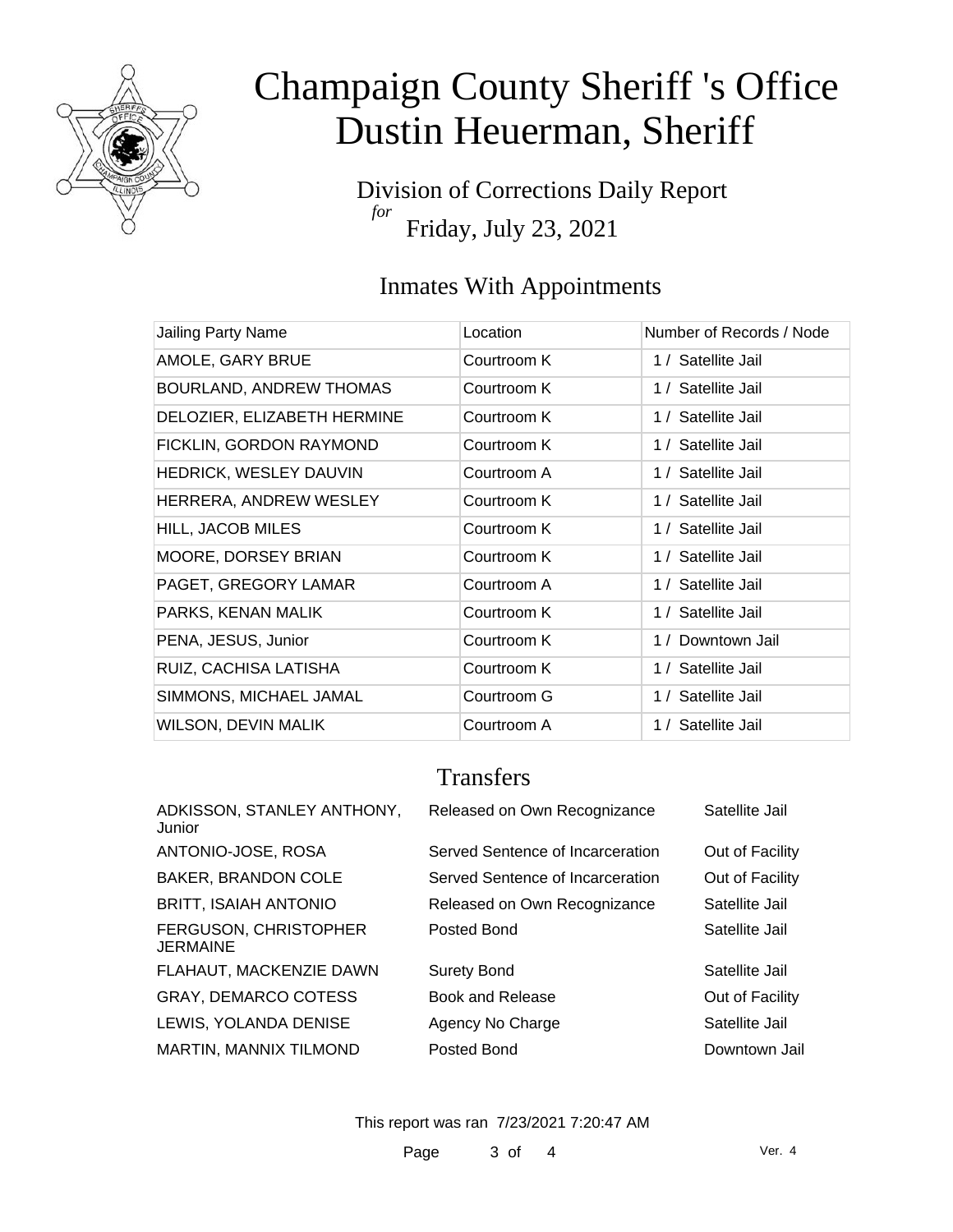# Champaign County Sheriff 's Office
# Dustin Heuerman, Sheriff

Division of Corrections Daily Report
*for*
Friday, July 23, 2021

## Inmates With Appointments

| Jailing Party Name | Location | Number of Records / Node |
|---|---|---|
| AMOLE, GARY BRUE | Courtroom K | 1 / Satellite Jail |
| BOURLAND, ANDREW THOMAS | Courtroom K | 1 / Satellite Jail |
| DELOZIER, ELIZABETH HERMINE | Courtroom K | 1 / Satellite Jail |
| FICKLIN, GORDON RAYMOND | Courtroom K | 1 / Satellite Jail |
| HEDRICK, WESLEY DAUVIN | Courtroom A | 1 / Satellite Jail |
| HERRERA, ANDREW WESLEY | Courtroom K | 1 / Satellite Jail |
| HILL, JACOB MILES | Courtroom K | 1 / Satellite Jail |
| MOORE, DORSEY BRIAN | Courtroom K | 1 / Satellite Jail |
| PAGET, GREGORY LAMAR | Courtroom A | 1 / Satellite Jail |
| PARKS, KENAN MALIK | Courtroom K | 1 / Satellite Jail |
| PENA, JESUS, Junior | Courtroom K | 1 / Downtown Jail |
| RUIZ, CACHISA LATISHA | Courtroom K | 1 / Satellite Jail |
| SIMMONS, MICHAEL JAMAL | Courtroom G | 1 / Satellite Jail |
| WILSON, DEVIN MALIK | Courtroom A | 1 / Satellite Jail |

## Transfers

| | | |
|---|---|---|
| ADKISSON, STANLEY ANTHONY, Junior | Released on Own Recognizance | Satellite Jail |
| ANTONIO-JOSE, ROSA | Served Sentence of Incarceration | Out of Facility |
| BAKER, BRANDON COLE | Served Sentence of Incarceration | Out of Facility |
| BRITT, ISAIAH ANTONIO | Released on Own Recognizance | Satellite Jail |
| FERGUSON, CHRISTOPHER JERMAINE | Posted Bond | Satellite Jail |
| FLAHAUT, MACKENZIE DAWN | Surety Bond | Satellite Jail |
| GRAY, DEMARCO COTESS | Book and Release | Out of Facility |
| LEWIS, YOLANDA DENISE | Agency No Charge | Satellite Jail |
| MARTIN, MANNIX TILMOND | Posted Bond | Downtown Jail |

This report was ran 7/23/2021 7:20:47 AM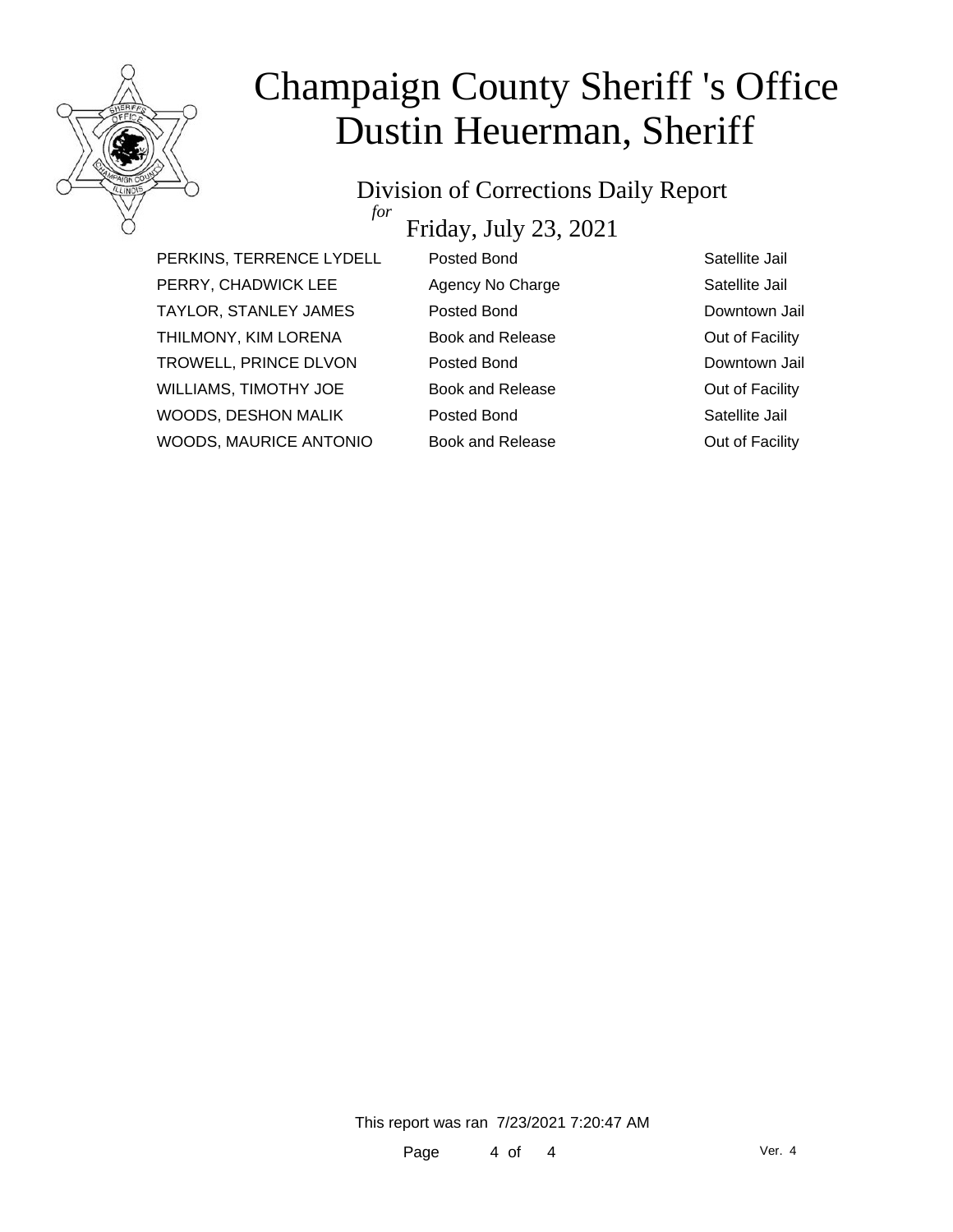# Champaign County Sheriff 's Office
# Dustin Heuerman, Sheriff

## Division of Corrections Daily Report

*for* Friday, July 23, 2021

| | | |
|---|---|---|
| PERKINS, TERRENCE LYDELL | Posted Bond | Satellite Jail |
| PERRY, CHADWICK LEE | Agency No Charge | Satellite Jail |
| TAYLOR, STANLEY JAMES | Posted Bond | Downtown Jail |
| THILMONY, KIM LORENA | Book and Release | Out of Facility |
| TROWELL, PRINCE DLVON | Posted Bond | Downtown Jail |
| WILLIAMS, TIMOTHY JOE | Book and Release | Out of Facility |
| WOODS, DESHON MALIK | Posted Bond | Satellite Jail |
| WOODS, MAURICE ANTONIO | Book and Release | Out of Facility |

This report was ran 7/23/2021 7:20:47 AM

Ver. 4